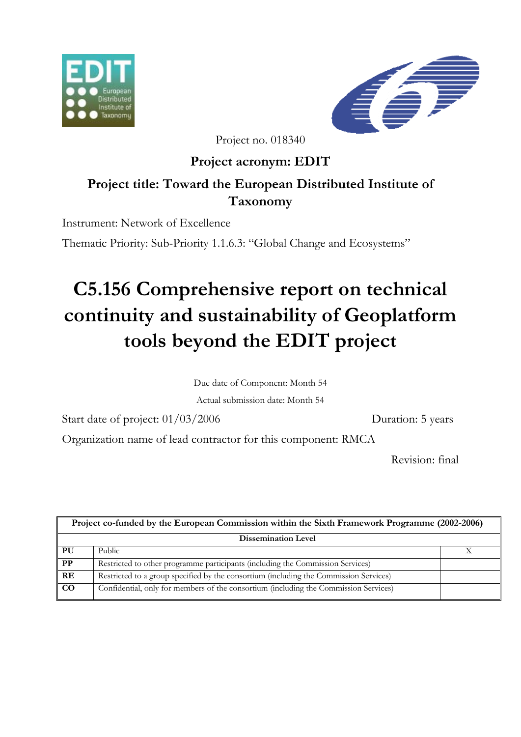Project no. 018340

**Project acronym: EDIT**

**Project title: Toward the European Distributed Institute of Taxonomy**

Instrument: Network of Excellence

Thematic Priority: Sub-Priority 1.1.6.3: "Global Change and Ecosystems"

# C5.156 Comprehensive report on technical continuity and sustainability of Geoplatform tools beyond the EDIT project

Due date of Component: Month 54

Actual submission date: Month 54

Start date of project: 01/03/2006 Duration: 5 years

Organization name of lead contractor for this component: RMCA

Revision: final

| **Project co-funded by the European Commission within the Sixth Framework Programme (2002-2006)** | | |
|---|---|---|
| **Dissemination Level** | | |
| **PU** | Public | X |
| **PP** | Restricted to other programme participants (including the Commission Services) | |
| **RE** | Restricted to a group specified by the consortium (including the Commission Services) | |
| **CO** | Confidential, only for members of the consortium (including the Commission Services) | |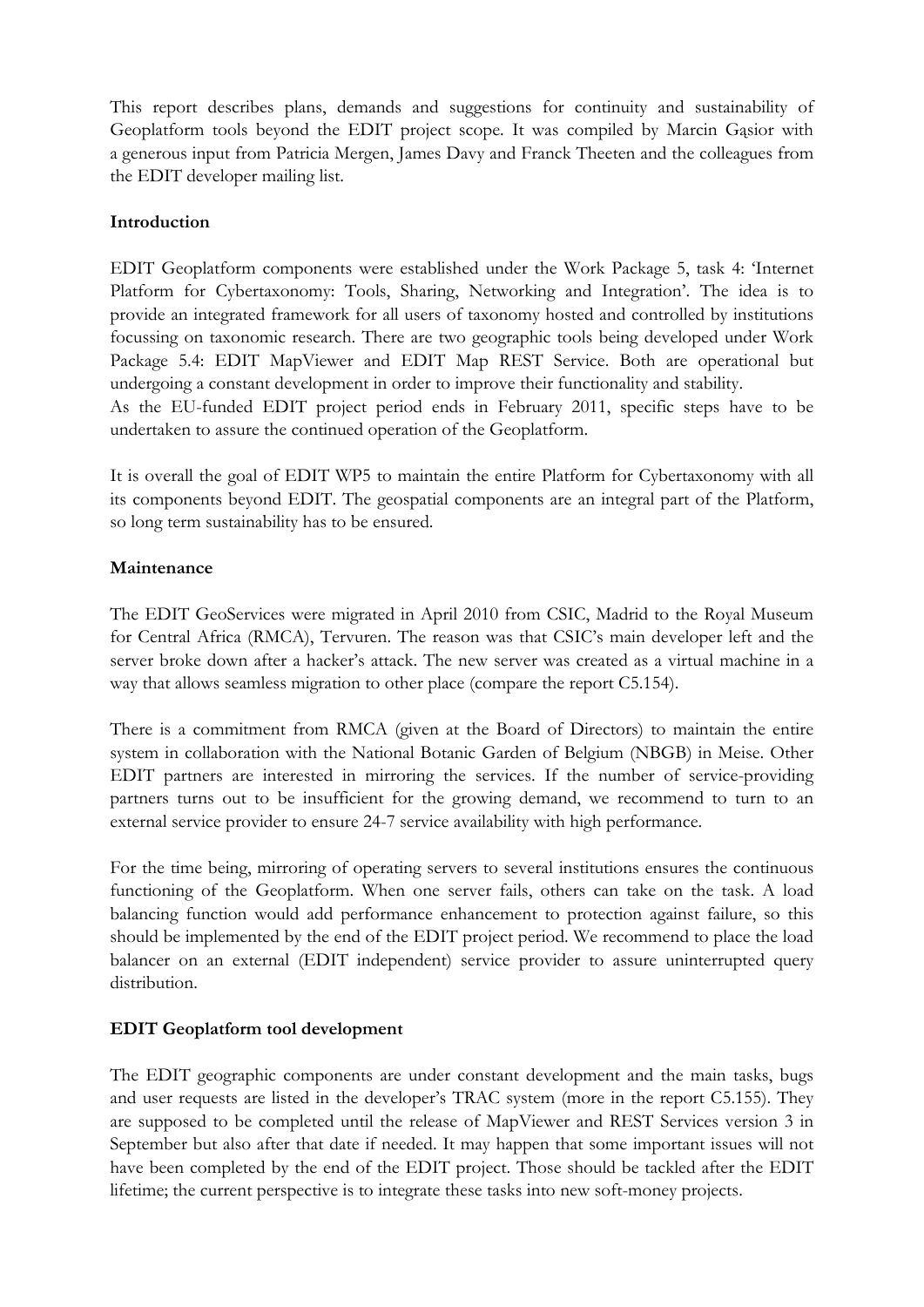This report describes plans, demands and suggestions for continuity and sustainability of Geoplatform tools beyond the EDIT project scope. It was compiled by Marcin Gąsior with a generous input from Patricia Mergen, James Davy and Franck Theeten and the colleagues from the EDIT developer mailing list.

## Introduction

EDIT Geoplatform components were established under the Work Package 5, task 4: 'Internet Platform for Cybertaxonomy: Tools, Sharing, Networking and Integration'. The idea is to provide an integrated framework for all users of taxonomy hosted and controlled by institutions focussing on taxonomic research. There are two geographic tools being developed under Work Package 5.4: EDIT MapViewer and EDIT Map REST Service. Both are operational but undergoing a constant development in order to improve their functionality and stability.
As the EU-funded EDIT project period ends in February 2011, specific steps have to be undertaken to assure the continued operation of the Geoplatform.

It is overall the goal of EDIT WP5 to maintain the entire Platform for Cybertaxonomy with all its components beyond EDIT. The geospatial components are an integral part of the Platform, so long term sustainability has to be ensured.

## Maintenance

The EDIT GeoServices were migrated in April 2010 from CSIC, Madrid to the Royal Museum for Central Africa (RMCA), Tervuren. The reason was that CSIC's main developer left and the server broke down after a hacker's attack. The new server was created as a virtual machine in a way that allows seamless migration to other place (compare the report C5.154).

There is a commitment from RMCA (given at the Board of Directors) to maintain the entire system in collaboration with the National Botanic Garden of Belgium (NBGB) in Meise. Other EDIT partners are interested in mirroring the services. If the number of service-providing partners turns out to be insufficient for the growing demand, we recommend to turn to an external service provider to ensure 24-7 service availability with high performance.

For the time being, mirroring of operating servers to several institutions ensures the continuous functioning of the Geoplatform. When one server fails, others can take on the task. A load balancing function would add performance enhancement to protection against failure, so this should be implemented by the end of the EDIT project period. We recommend to place the load balancer on an external (EDIT independent) service provider to assure uninterrupted query distribution.

## EDIT Geoplatform tool development

The EDIT geographic components are under constant development and the main tasks, bugs and user requests are listed in the developer's TRAC system (more in the report C5.155). They are supposed to be completed until the release of MapViewer and REST Services version 3 in September but also after that date if needed. It may happen that some important issues will not have been completed by the end of the EDIT project. Those should be tackled after the EDIT lifetime; the current perspective is to integrate these tasks into new soft-money projects.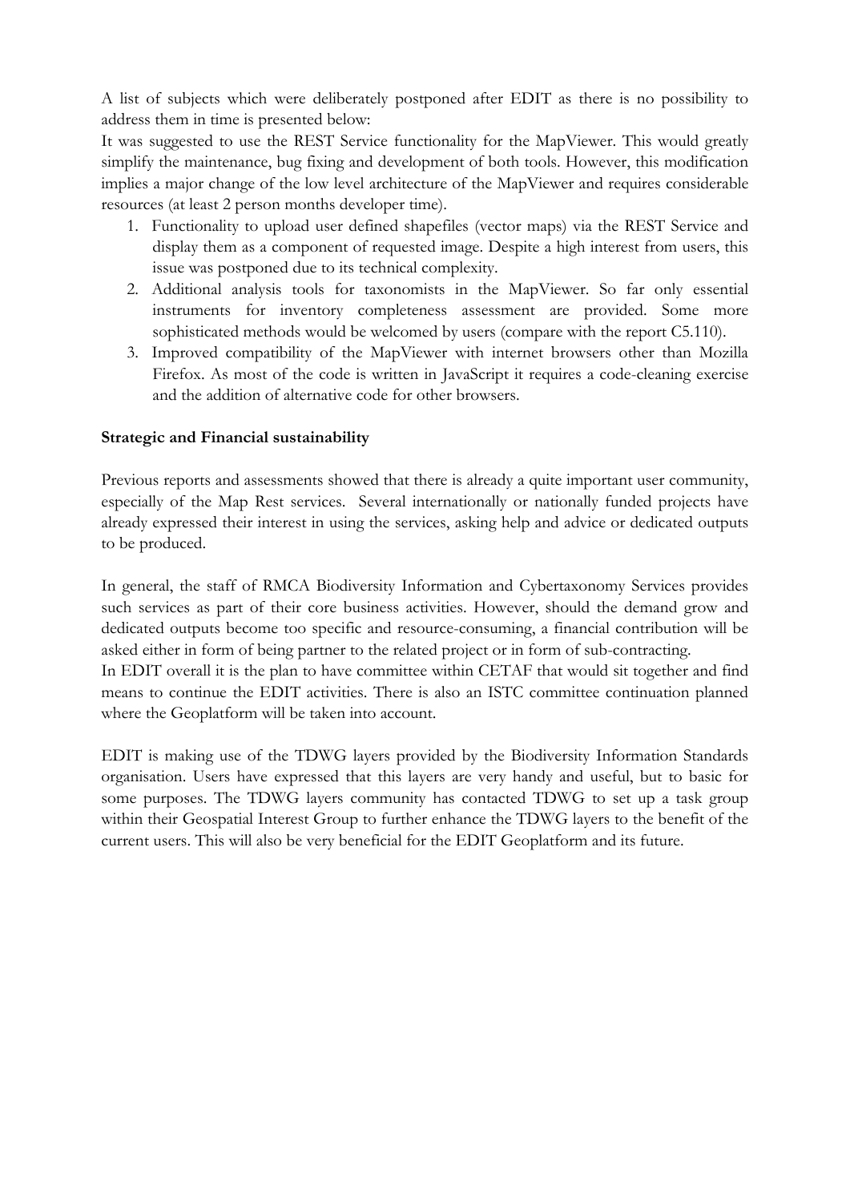A list of subjects which were deliberately postponed after EDIT as there is no possibility to address them in time is presented below:

It was suggested to use the REST Service functionality for the MapViewer. This would greatly simplify the maintenance, bug fixing and development of both tools. However, this modification implies a major change of the low level architecture of the MapViewer and requires considerable resources (at least 2 person months developer time).

1. Functionality to upload user defined shapefiles (vector maps) via the REST Service and display them as a component of requested image. Despite a high interest from users, this issue was postponed due to its technical complexity.
2. Additional analysis tools for taxonomists in the MapViewer. So far only essential instruments for inventory completeness assessment are provided. Some more sophisticated methods would be welcomed by users (compare with the report C5.110).
3. Improved compatibility of the MapViewer with internet browsers other than Mozilla Firefox. As most of the code is written in JavaScript it requires a code-cleaning exercise and the addition of alternative code for other browsers.

**Strategic and Financial sustainability**

Previous reports and assessments showed that there is already a quite important user community, especially of the Map Rest services. Several internationally or nationally funded projects have already expressed their interest in using the services, asking help and advice or dedicated outputs to be produced.

In general, the staff of RMCA Biodiversity Information and Cybertaxonomy Services provides such services as part of their core business activities. However, should the demand grow and dedicated outputs become too specific and resource-consuming, a financial contribution will be asked either in form of being partner to the related project or in form of sub-contracting.

In EDIT overall it is the plan to have committee within CETAF that would sit together and find means to continue the EDIT activities. There is also an ISTC committee continuation planned where the Geoplatform will be taken into account.

EDIT is making use of the TDWG layers provided by the Biodiversity Information Standards organisation. Users have expressed that this layers are very handy and useful, but to basic for some purposes. The TDWG layers community has contacted TDWG to set up a task group within their Geospatial Interest Group to further enhance the TDWG layers to the benefit of the current users. This will also be very beneficial for the EDIT Geoplatform and its future.